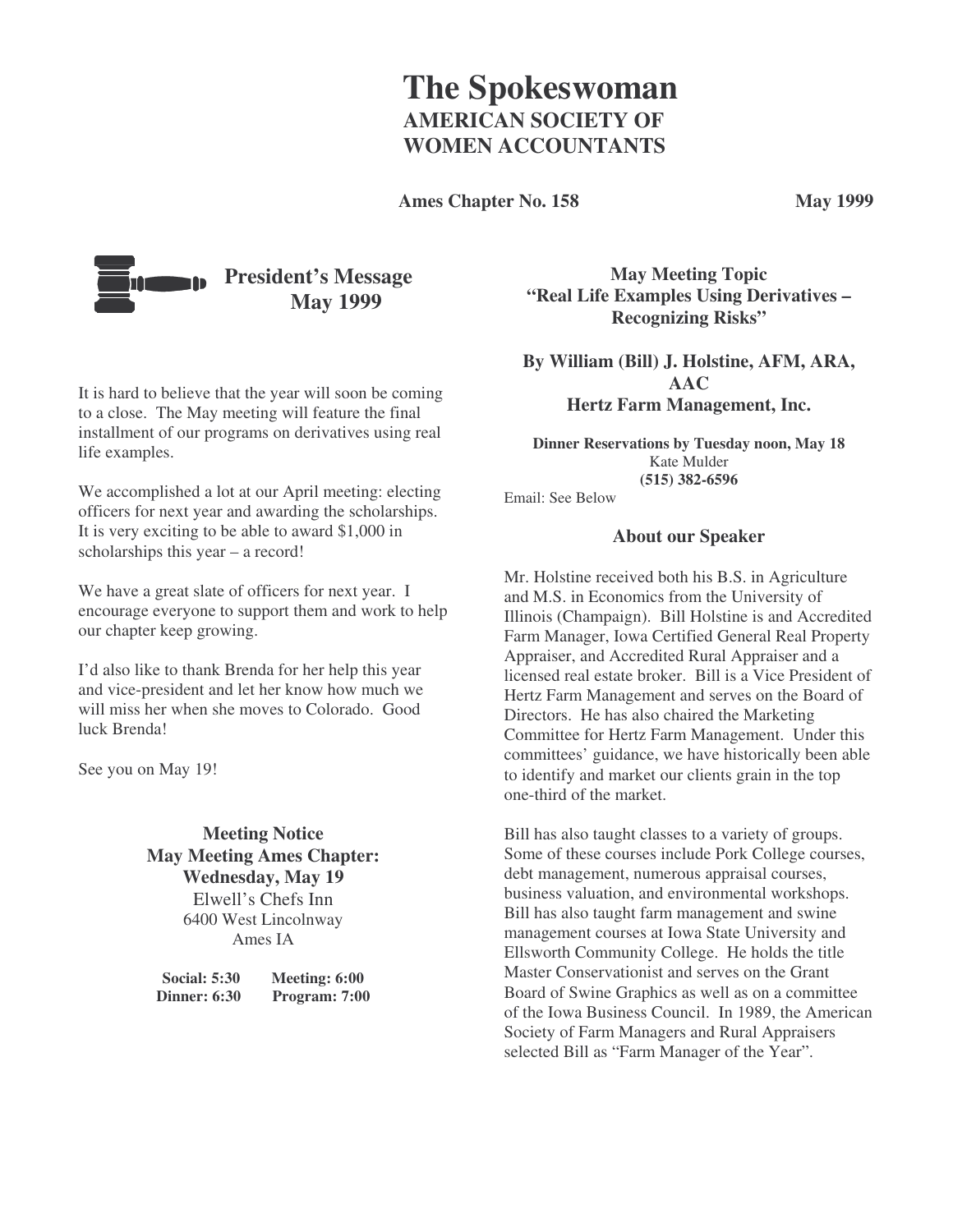# The Spokeswoman
## AMERICAN SOCIETY OF WOMEN ACCOUNTANTS

**Ames Chapter No. 158** **May 1999**

## President's Message May 1999

It is hard to believe that the year will soon be coming to a close. The May meeting will feature the final installment of our programs on derivatives using real life examples.

We accomplished a lot at our April meeting: electing officers for next year and awarding the scholarships. It is very exciting to be able to award $1,000 in scholarships this year – a record!

We have a great slate of officers for next year. I encourage everyone to support them and work to help our chapter keep growing.

I'd also like to thank Brenda for her help this year and vice-president and let her know how much we will miss her when she moves to Colorado. Good luck Brenda!

See you on May 19!

**Meeting Notice**
**May Meeting Ames Chapter:**
**Wednesday, May 19**
Elwell's Chefs Inn
6400 West Lincolnway
Ames IA

**Social: 5:30** **Meeting: 6:00**
**Dinner: 6:30** **Program: 7:00**

## May Meeting Topic "Real Life Examples Using Derivatives – Recognizing Risks"

**By William (Bill) J. Holstine, AFM, ARA, AAC**
**Hertz Farm Management, Inc.**

**Dinner Reservations by Tuesday noon, May 18**
Kate Mulder
**(515) 382-6596**
Email: See Below

### About our Speaker

Mr. Holstine received both his B.S. in Agriculture and M.S. in Economics from the University of Illinois (Champaign). Bill Holstine is and Accredited Farm Manager, Iowa Certified General Real Property Appraiser, and Accredited Rural Appraiser and a licensed real estate broker. Bill is a Vice President of Hertz Farm Management and serves on the Board of Directors. He has also chaired the Marketing Committee for Hertz Farm Management. Under this committees' guidance, we have historically been able to identify and market our clients grain in the top one-third of the market.

Bill has also taught classes to a variety of groups. Some of these courses include Pork College courses, debt management, numerous appraisal courses, business valuation, and environmental workshops. Bill has also taught farm management and swine management courses at Iowa State University and Ellsworth Community College. He holds the title Master Conservationist and serves on the Grant Board of Swine Graphics as well as on a committee of the Iowa Business Council. In 1989, the American Society of Farm Managers and Rural Appraisers selected Bill as "Farm Manager of the Year".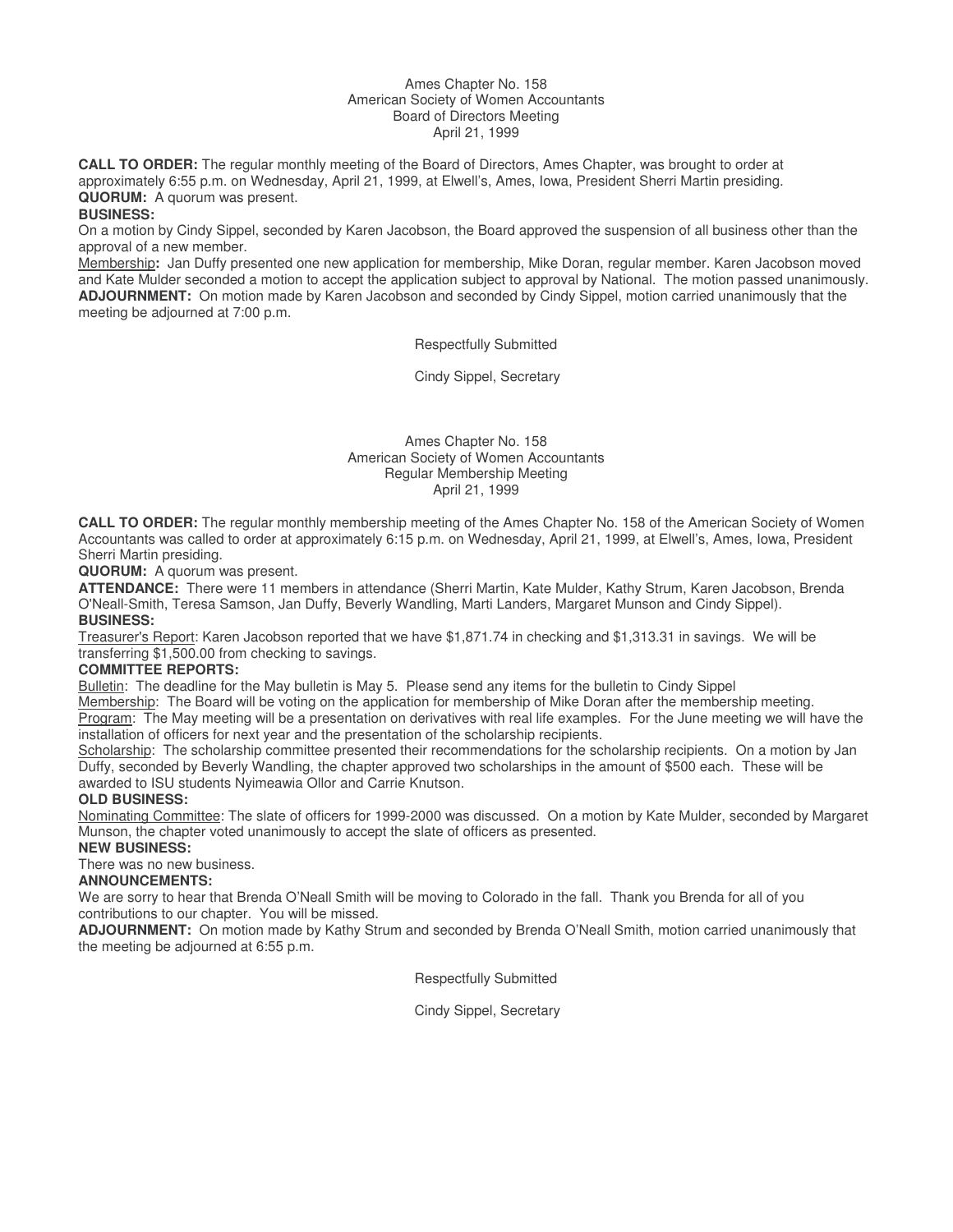Ames Chapter No. 158
American Society of Women Accountants
Board of Directors Meeting
April 21, 1999

**CALL TO ORDER:** The regular monthly meeting of the Board of Directors, Ames Chapter, was brought to order at approximately 6:55 p.m. on Wednesday, April 21, 1999, at Elwell's, Ames, Iowa, President Sherri Martin presiding.
**QUORUM:** A quorum was present.
**BUSINESS:**
On a motion by Cindy Sippel, seconded by Karen Jacobson, the Board approved the suspension of all business other than the approval of a new member.
Membership**:** Jan Duffy presented one new application for membership, Mike Doran, regular member. Karen Jacobson moved and Kate Mulder seconded a motion to accept the application subject to approval by National. The motion passed unanimously.
**ADJOURNMENT:** On motion made by Karen Jacobson and seconded by Cindy Sippel, motion carried unanimously that the meeting be adjourned at 7:00 p.m.

Respectfully Submitted

Cindy Sippel, Secretary

Ames Chapter No. 158
American Society of Women Accountants
Regular Membership Meeting
April 21, 1999

**CALL TO ORDER:** The regular monthly membership meeting of the Ames Chapter No. 158 of the American Society of Women Accountants was called to order at approximately 6:15 p.m. on Wednesday, April 21, 1999, at Elwell's, Ames, Iowa, President Sherri Martin presiding.
**QUORUM:** A quorum was present.
**ATTENDANCE:** There were 11 members in attendance (Sherri Martin, Kate Mulder, Kathy Strum, Karen Jacobson, Brenda O'Neall-Smith, Teresa Samson, Jan Duffy, Beverly Wandling, Marti Landers, Margaret Munson and Cindy Sippel).
**BUSINESS:**
Treasurer's Report: Karen Jacobson reported that we have $1,871.74 in checking and $1,313.31 in savings. We will be transferring $1,500.00 from checking to savings.
**COMMITTEE REPORTS:**
Bulletin: The deadline for the May bulletin is May 5. Please send any items for the bulletin to Cindy Sippel
Membership: The Board will be voting on the application for membership of Mike Doran after the membership meeting.
Program: The May meeting will be a presentation on derivatives with real life examples. For the June meeting we will have the installation of officers for next year and the presentation of the scholarship recipients.
Scholarship: The scholarship committee presented their recommendations for the scholarship recipients. On a motion by Jan Duffy, seconded by Beverly Wandling, the chapter approved two scholarships in the amount of $500 each. These will be awarded to ISU students Nyimeawia Ollor and Carrie Knutson.
**OLD BUSINESS:**
Nominating Committee: The slate of officers for 1999-2000 was discussed. On a motion by Kate Mulder, seconded by Margaret Munson, the chapter voted unanimously to accept the slate of officers as presented.
**NEW BUSINESS:**
There was no new business.
**ANNOUNCEMENTS:**
We are sorry to hear that Brenda O'Neall Smith will be moving to Colorado in the fall. Thank you Brenda for all of you contributions to our chapter. You will be missed.
**ADJOURNMENT:** On motion made by Kathy Strum and seconded by Brenda O'Neall Smith, motion carried unanimously that the meeting be adjourned at 6:55 p.m.

Respectfully Submitted

Cindy Sippel, Secretary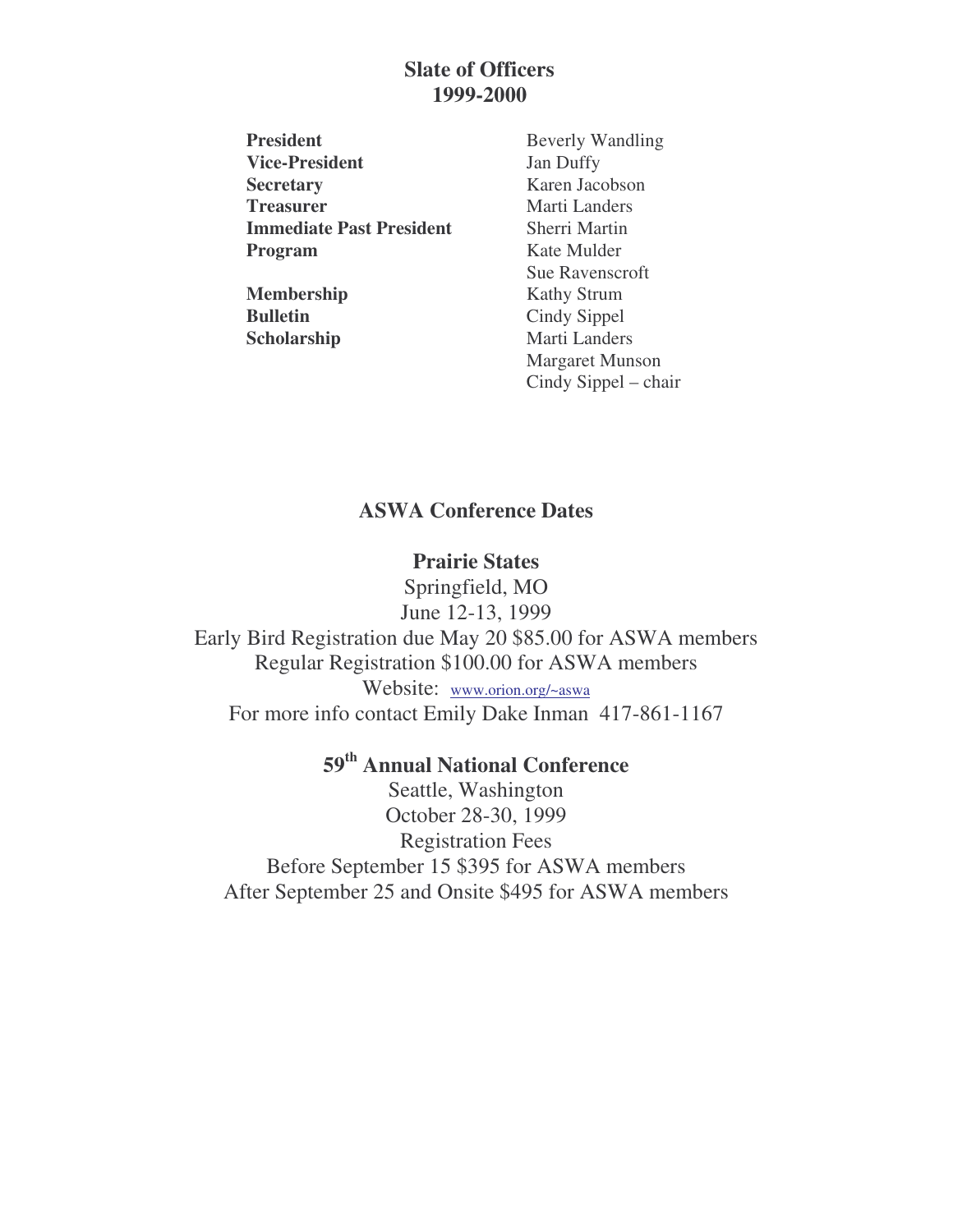## Slate of Officers
## 1999-2000

| | |
|---|---|
| **President** | Beverly Wandling |
| **Vice-President** | Jan Duffy |
| **Secretary** | Karen Jacobson |
| **Treasurer** | Marti Landers |
| **Immediate Past President** | Sherri Martin |
| **Program** | Kate Mulder |
| | Sue Ravenscroft |
| **Membership** | Kathy Strum |
| **Bulletin** | Cindy Sippel |
| **Scholarship** | Marti Landers |
| | Margaret Munson |
| | Cindy Sippel – chair |

## ASWA Conference Dates

### Prairie States

Springfield, MO
June 12-13, 1999
Early Bird Registration due May 20 $85.00 for ASWA members
Regular Registration $100.00 for ASWA members
Website: www.orion.org/~aswa
For more info contact Emily Dake Inman 417-861-1167

### 59th Annual National Conference

Seattle, Washington
October 28-30, 1999
Registration Fees
Before September 15 $395 for ASWA members
After September 25 and Onsite $495 for ASWA members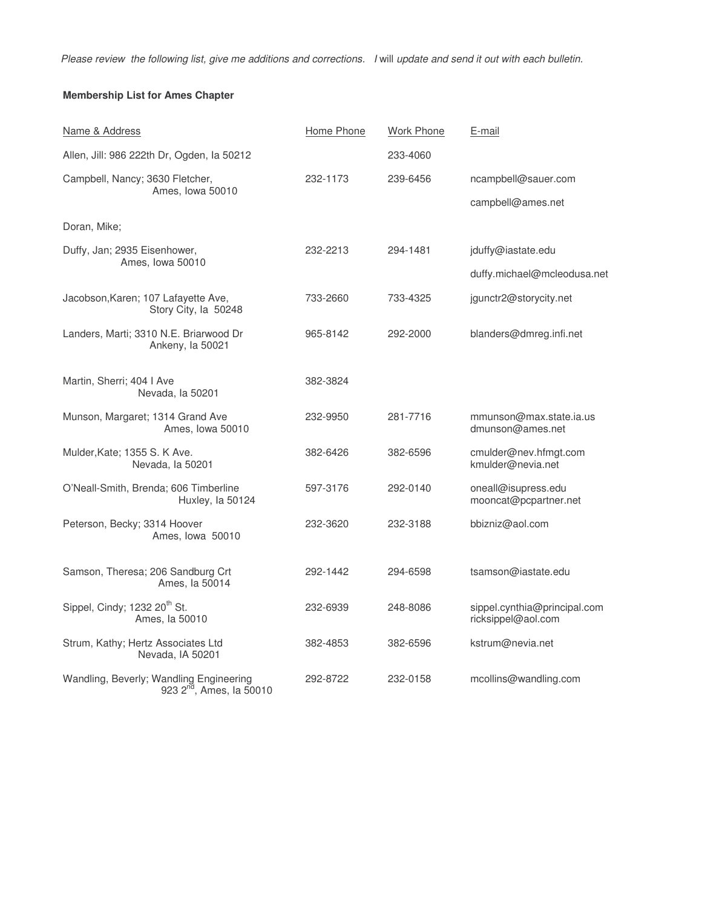*Please review the following list, give me additions and corrections. I will update and send it out with each bulletin.*

**Membership List for Ames Chapter**

| Name & Address | Home Phone | Work Phone | E-mail |
|---|---|---|---|
| Allen, Jill: 986 222th Dr, Ogden, Ia 50212 | | 233-4060 | |
| Campbell, Nancy; 3630 Fletcher, Ames, Iowa 50010 | 232-1173 | 239-6456 | ncampbell@sauer.com<br>campbell@ames.net |
| Doran, Mike; | | | |
| Duffy, Jan; 2935 Eisenhower, Ames, Iowa 50010 | 232-2213 | 294-1481 | jduffy@iastate.edu<br>duffy.michael@mcleodusa.net |
| Jacobson,Karen; 107 Lafayette Ave, Story City, Ia 50248 | 733-2660 | 733-4325 | jgunctr2@storycity.net |
| Landers, Marti; 3310 N.E. Briarwood Dr Ankeny, Ia 50021 | 965-8142 | 292-2000 | blanders@dmreg.infi.net |
| Martin, Sherri; 404 I Ave Nevada, Ia 50201 | 382-3824 | | |
| Munson, Margaret; 1314 Grand Ave Ames, Iowa 50010 | 232-9950 | 281-7716 | mmunson@max.state.ia.us<br>dmunson@ames.net |
| Mulder,Kate; 1355 S. K Ave. Nevada, Ia 50201 | 382-6426 | 382-6596 | cmulder@nev.hfmgt.com<br>kmulder@nevia.net |
| O'Neall-Smith, Brenda; 606 Timberline Huxley, Ia 50124 | 597-3176 | 292-0140 | oneall@isupress.edu<br>mooncat@pcpartner.net |
| Peterson, Becky; 3314 Hoover Ames, Iowa 50010 | 232-3620 | 232-3188 | bbizniz@aol.com |
| Samson, Theresa; 206 Sandburg Crt Ames, Ia 50014 | 292-1442 | 294-6598 | tsamson@iastate.edu |
| Sippel, Cindy; 1232 20th St. Ames, Ia 50010 | 232-6939 | 248-8086 | sippel.cynthia@principal.com<br>ricksippel@aol.com |
| Strum, Kathy; Hertz Associates Ltd Nevada, IA 50201 | 382-4853 | 382-6596 | kstrum@nevia.net |
| Wandling, Beverly; Wandling Engineering 923 2nd, Ames, Ia 50010 | 292-8722 | 232-0158 | mcollins@wandling.com |